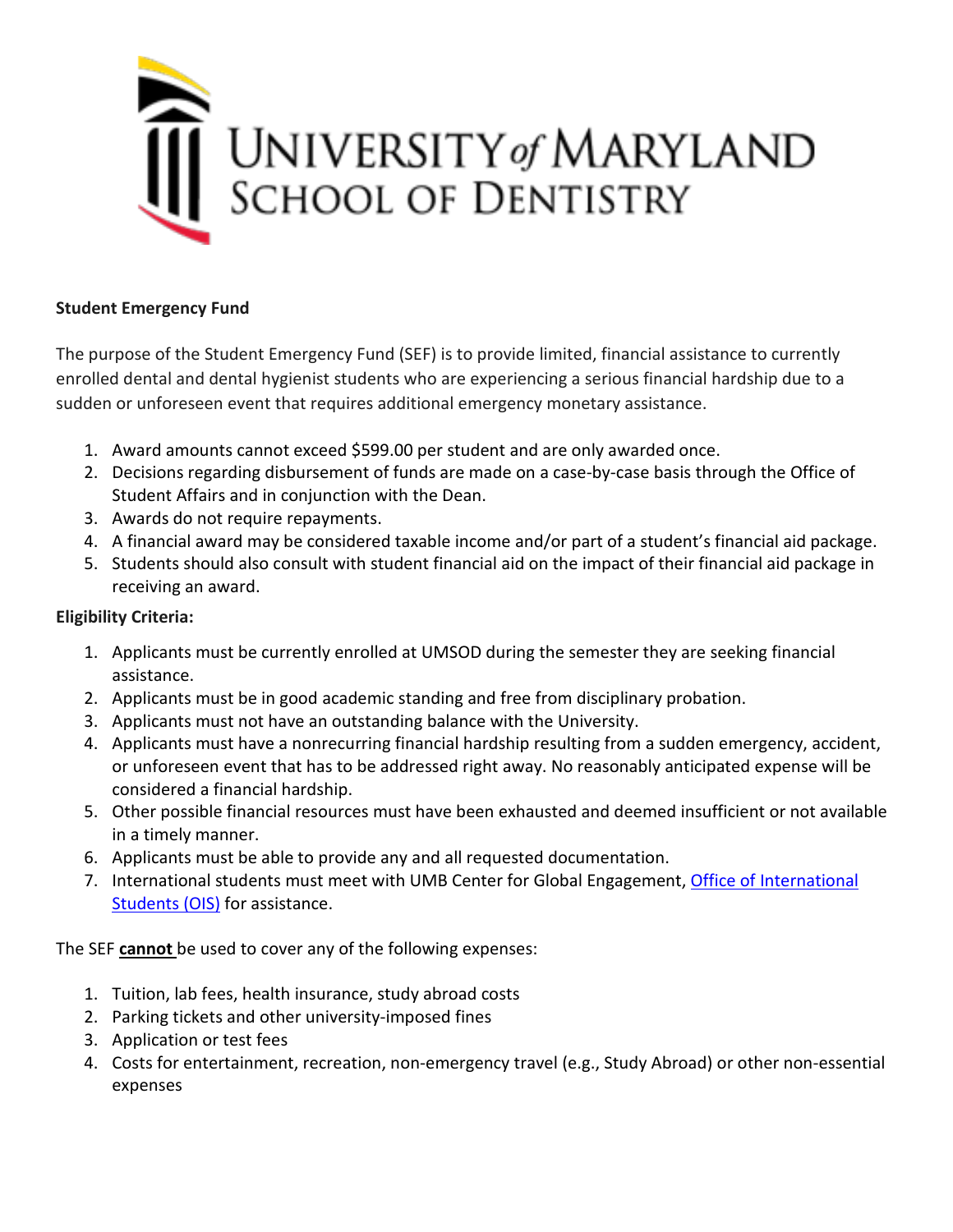# University *of* Maryland School of Dentistry

**Student Emergency Fund**

The purpose of the Student Emergency Fund (SEF) is to provide limited, financial assistance to currently enrolled dental and dental hygienist students who are experiencing a serious financial hardship due to a sudden or unforeseen event that requires additional emergency monetary assistance.

1. Award amounts cannot exceed $599.00 per student and are only awarded once.
2. Decisions regarding disbursement of funds are made on a case-by-case basis through the Office of Student Affairs and in conjunction with the Dean.
3. Awards do not require repayments.
4. A financial award may be considered taxable income and/or part of a student's financial aid package.
5. Students should also consult with student financial aid on the impact of their financial aid package in receiving an award.

**Eligibility Criteria:**

1. Applicants must be currently enrolled at UMSOD during the semester they are seeking financial assistance.
2. Applicants must be in good academic standing and free from disciplinary probation.
3. Applicants must not have an outstanding balance with the University.
4. Applicants must have a nonrecurring financial hardship resulting from a sudden emergency, accident, or unforeseen event that has to be addressed right away. No reasonably anticipated expense will be considered a financial hardship.
5. Other possible financial resources must have been exhausted and deemed insufficient or not available in a timely manner.
6. Applicants must be able to provide any and all requested documentation.
7. International students must meet with UMB Center for Global Engagement, Office of International Students (OIS) for assistance.

The SEF **cannot** be used to cover any of the following expenses:

1. Tuition, lab fees, health insurance, study abroad costs
2. Parking tickets and other university-imposed fines
3. Application or test fees
4. Costs for entertainment, recreation, non-emergency travel (e.g., Study Abroad) or other non-essential expenses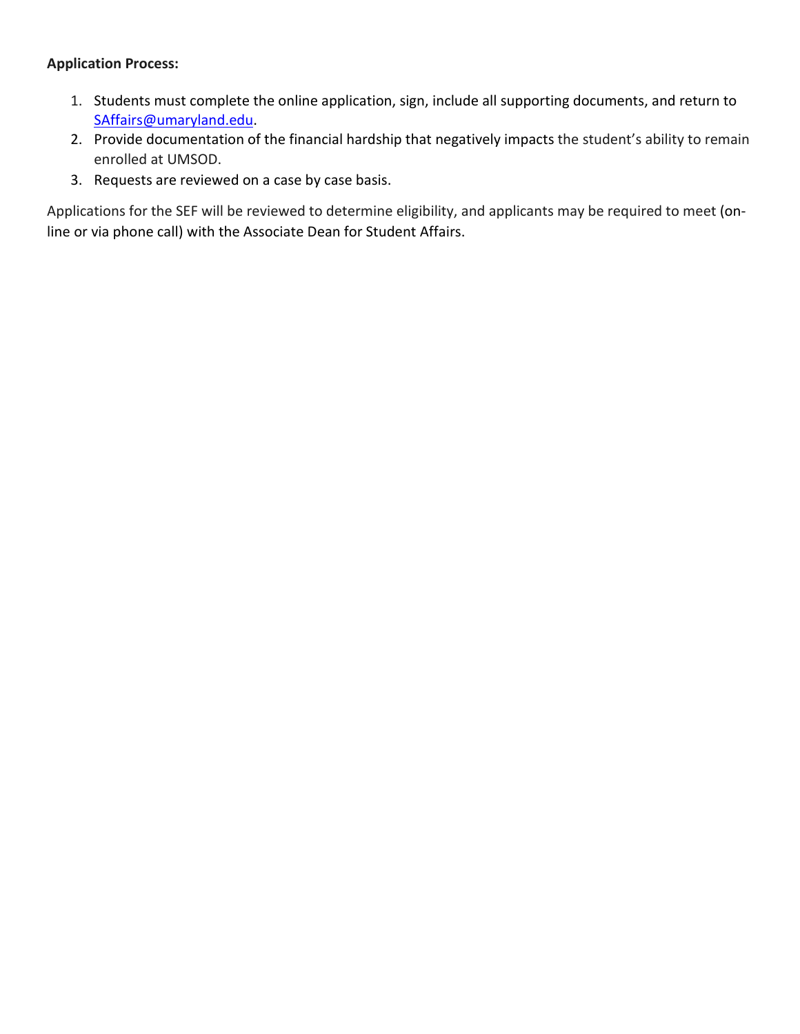**Application Process:**

1. Students must complete the online application, sign, include all supporting documents, and return to SAffairs@umaryland.edu.
2. Provide documentation of the financial hardship that negatively impacts the student's ability to remain enrolled at UMSOD.
3. Requests are reviewed on a case by case basis.

Applications for the SEF will be reviewed to determine eligibility, and applicants may be required to meet (on-line or via phone call) with the Associate Dean for Student Affairs.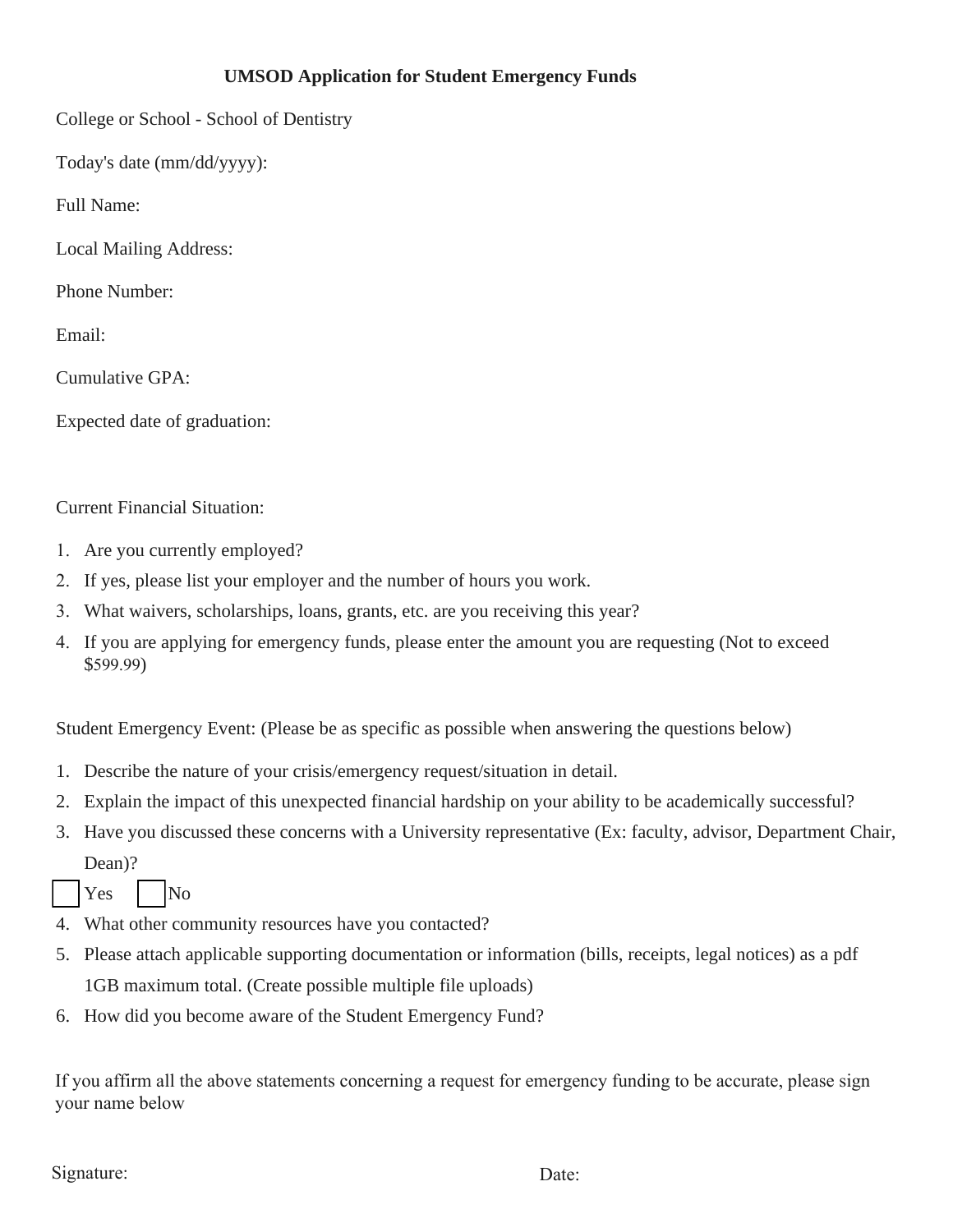## UMSOD Application for Student Emergency Funds

College or School - School of Dentistry

Today's date (mm/dd/yyyy):

Full Name:

Local Mailing Address:

Phone Number:

Email:

Cumulative GPA:

Expected date of graduation:

Current Financial Situation:

1. Are you currently employed?
2. If yes, please list your employer and the number of hours you work.
3. What waivers, scholarships, loans, grants, etc. are you receiving this year?
4. If you are applying for emergency funds, please enter the amount you are requesting (Not to exceed $599.99)

Student Emergency Event: (Please be as specific as possible when answering the questions below)

1. Describe the nature of your crisis/emergency request/situation in detail.
2. Explain the impact of this unexpected financial hardship on your ability to be academically successful?
3. Have you discussed these concerns with a University representative (Ex: faculty, advisor, Department Chair, Dean)?

   ☐ Yes ☐ No

4. What other community resources have you contacted?
5. Please attach applicable supporting documentation or information (bills, receipts, legal notices) as a pdf 1GB maximum total. (Create possible multiple file uploads)
6. How did you become aware of the Student Emergency Fund?

If you affirm all the above statements concerning a request for emergency funding to be accurate, please sign your name below

Signature: Date: